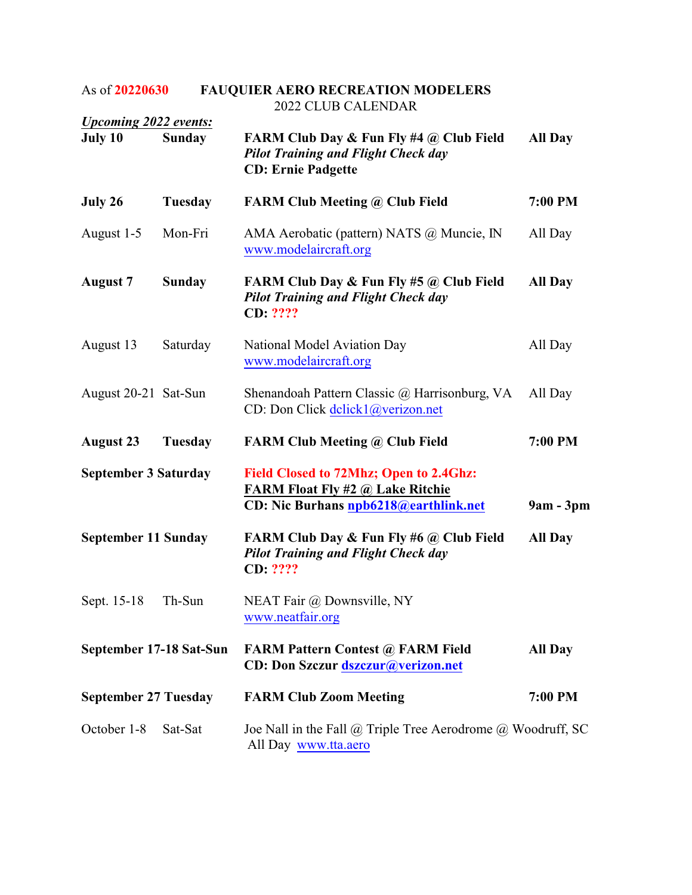As of 20220630 **FAUQUIER AERO RECREATION MODELERS**

2022 CLUB CALENDAR

***Upcoming 2022 events:***

| Date | Day | Event | Time |
|---|---|---|---|
| **July 10** | **Sunday** | **FARM Club Day & Fun Fly #4 @ Club Field**<br>***Pilot Training and Flight Check day***<br>**CD: Ernie Padgette** | **All Day** |
| **July 26** | **Tuesday** | **FARM Club Meeting @ Club Field** | **7:00 PM** |
| August 1-5 | Mon-Fri | AMA Aerobatic (pattern) NATS @ Muncie, IN<br>www.modelaircraft.org | All Day |
| **August 7** | **Sunday** | **FARM Club Day & Fun Fly #5 @ Club Field**<br>***Pilot Training and Flight Check day***<br>**CD: ????** | **All Day** |
| August 13 | Saturday | National Model Aviation Day<br>www.modelaircraft.org | All Day |
| August 20-21 | Sat-Sun | Shenandoah Pattern Classic @ Harrisonburg, VA<br>CD: Don Click dclick1@verizon.net | All Day |
| **August 23** | **Tuesday** | **FARM Club Meeting @ Club Field** | **7:00 PM** |
| **September 3** | **Saturday** | **Field Closed to 72Mhz; Open to 2.4Ghz:**<br>**FARM Float Fly #2 @ Lake Ritchie**<br>**CD: Nic Burhans npb6218@earthlink.net** | **9am - 3pm** |
| **September 11** | **Sunday** | **FARM Club Day & Fun Fly #6 @ Club Field**<br>***Pilot Training and Flight Check day***<br>**CD: ????** | **All Day** |
| Sept. 15-18 | Th-Sun | NEAT Fair @ Downsville, NY<br>www.neatfair.org | |
| **September 17-18** | **Sat-Sun** | **FARM Pattern Contest @ FARM Field**<br>**CD: Don Szczur dszczur@verizon.net** | **All Day** |
| **September 27** | **Tuesday** | **FARM Club Zoom Meeting** | **7:00 PM** |
| October 1-8 | Sat-Sat | Joe Nall in the Fall @ Triple Tree Aerodrome @ Woodruff, SC<br>All Day www.tta.aero | |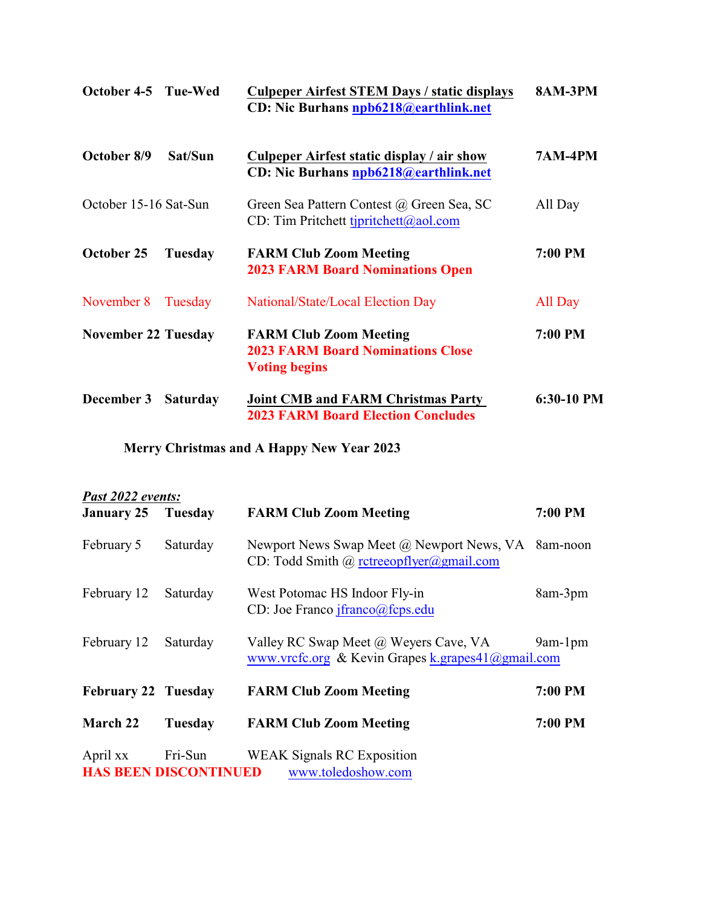| | | | |
|---|---|---|---|
| **October 4-5** | **Tue-Wed** | **Culpeper Airfest STEM Days / static displays**<br>**CD: Nic Burhans npb6218@earthlink.net** | **8AM-3PM** |
| **October 8/9** | **Sat/Sun** | **Culpeper Airfest static display / air show**<br>**CD: Nic Burhans npb6218@earthlink.net** | **7AM-4PM** |
| October 15-16 | Sat-Sun | Green Sea Pattern Contest @ Green Sea, SC<br>CD: Tim Pritchett tjpritchett@aol.com | All Day |
| **October 25** | **Tuesday** | **FARM Club Zoom Meeting**<br>**2023 FARM Board Nominations Open** | **7:00 PM** |
| November 8 | Tuesday | National/State/Local Election Day | All Day |
| **November 22** | **Tuesday** | **FARM Club Zoom Meeting**<br>**2023 FARM Board Nominations Close**<br>**Voting begins** | **7:00 PM** |
| **December 3** | **Saturday** | **Joint CMB and FARM Christmas Party**<br>**2023 FARM Board Election Concludes** | **6:30-10 PM** |

**Merry Christmas and A Happy New Year 2023**

***Past 2022 events:***

| | | | |
|---|---|---|---|
| **January 25** | **Tuesday** | **FARM Club Zoom Meeting** | **7:00 PM** |
| February 5 | Saturday | Newport News Swap Meet @ Newport News, VA<br>CD: Todd Smith @ rctreeopflyer@gmail.com | 8am-noon |
| February 12 | Saturday | West Potomac HS Indoor Fly-in<br>CD: Joe Franco jfranco@fcps.edu | 8am-3pm |
| February 12 | Saturday | Valley RC Swap Meet @ Weyers Cave, VA<br>www.vrcfc.org & Kevin Grapes k.grapes41@gmail.com | 9am-1pm |
| **February 22** | **Tuesday** | **FARM Club Zoom Meeting** | **7:00 PM** |
| **March 22** | **Tuesday** | **FARM Club Zoom Meeting** | **7:00 PM** |
| April xx | Fri-Sun | WEAK Signals RC Exposition | |

**HAS BEEN DISCONTINUED** www.toledoshow.com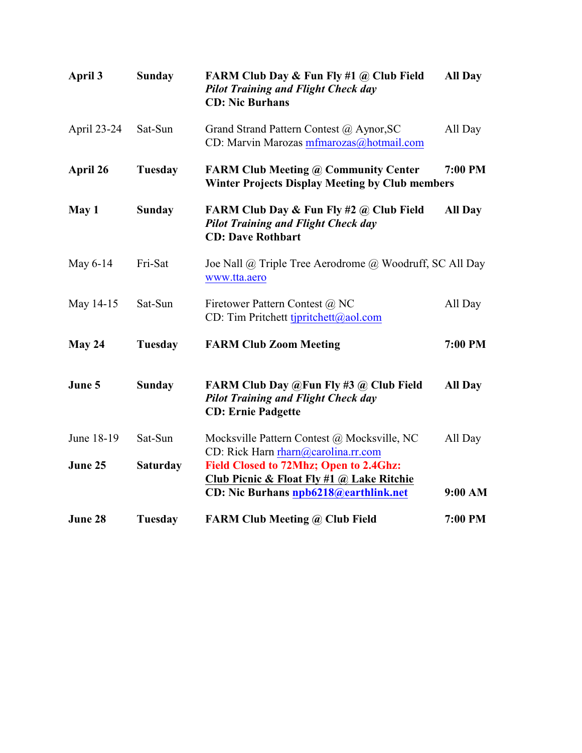| | | | |
|---|---|---|---|
| **April 3** | **Sunday** | **FARM Club Day & Fun Fly #1 @ Club Field**<br>***Pilot Training and Flight Check day***<br>**CD: Nic Burhans** | **All Day** |
| April 23-24 | Sat-Sun | Grand Strand Pattern Contest @ Aynor,SC<br>CD: Marvin Marozas mfmarozas@hotmail.com | All Day |
| **April 26** | **Tuesday** | **FARM Club Meeting @ Community Center**<br>**Winter Projects Display Meeting by Club members** | **7:00 PM** |
| **May 1** | **Sunday** | **FARM Club Day & Fun Fly #2 @ Club Field**<br>***Pilot Training and Flight Check day***<br>**CD: Dave Rothbart** | **All Day** |
| May 6-14 | Fri-Sat | Joe Nall @ Triple Tree Aerodrome @ Woodruff, SC<br>www.tta.aero | All Day |
| May 14-15 | Sat-Sun | Firetower Pattern Contest @ NC<br>CD: Tim Pritchett tjpritchett@aol.com | All Day |
| **May 24** | **Tuesday** | **FARM Club Zoom Meeting** | **7:00 PM** |
| **June 5** | **Sunday** | **FARM Club Day @Fun Fly #3 @ Club Field**<br>***Pilot Training and Flight Check day***<br>**CD: Ernie Padgette** | **All Day** |
| June 18-19 | Sat-Sun | Mocksville Pattern Contest @ Mocksville, NC<br>CD: Rick Harn rharn@carolina.rr.com | All Day |
| **June 25** | **Saturday** | **Field Closed to 72Mhz; Open to 2.4Ghz:**<br>**Club Picnic & Float Fly #1 @ Lake Ritchie**<br>**CD: Nic Burhans npb6218@earthlink.net** | **9:00 AM** |
| **June 28** | **Tuesday** | **FARM Club Meeting @ Club Field** | **7:00 PM** |